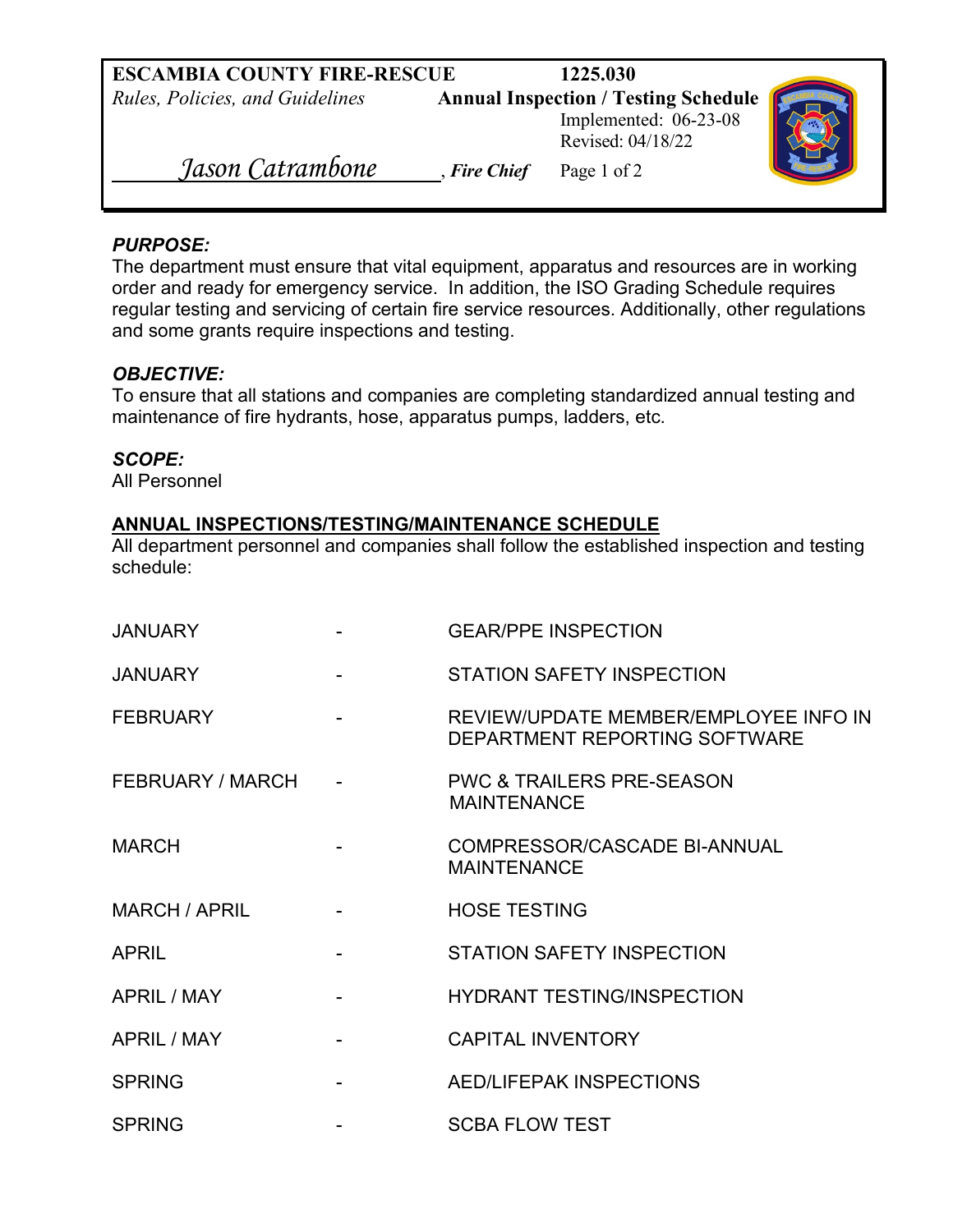**ESCAMBIA COUNTY FIRE-RESCUE**
*Rules, Policies, and Guidelines*

**1225.030**
**Annual Inspection / Testing Schedule**
Implemented: 06-23-08
Revised: 04/18/22

*Jason Catrambone*, ***Fire Chief***

### *PURPOSE:*

The department must ensure that vital equipment, apparatus and resources are in working order and ready for emergency service. In addition, the ISO Grading Schedule requires regular testing and servicing of certain fire service resources. Additionally, other regulations and some grants require inspections and testing.

### *OBJECTIVE:*

To ensure that all stations and companies are completing standardized annual testing and maintenance of fire hydrants, hose, apparatus pumps, ladders, etc.

### *SCOPE:*

All Personnel

## ANNUAL INSPECTIONS/TESTING/MAINTENANCE SCHEDULE

All department personnel and companies shall follow the established inspection and testing schedule:

| | | |
|---|---|---|
| JANUARY | - | GEAR/PPE INSPECTION |
| JANUARY | - | STATION SAFETY INSPECTION |
| FEBRUARY | - | REVIEW/UPDATE MEMBER/EMPLOYEE INFO IN DEPARTMENT REPORTING SOFTWARE |
| FEBRUARY / MARCH | - | PWC & TRAILERS PRE-SEASON MAINTENANCE |
| MARCH | - | COMPRESSOR/CASCADE BI-ANNUAL MAINTENANCE |
| MARCH / APRIL | - | HOSE TESTING |
| APRIL | - | STATION SAFETY INSPECTION |
| APRIL / MAY | - | HYDRANT TESTING/INSPECTION |
| APRIL / MAY | - | CAPITAL INVENTORY |
| SPRING | - | AED/LIFEPAK INSPECTIONS |
| SPRING | - | SCBA FLOW TEST |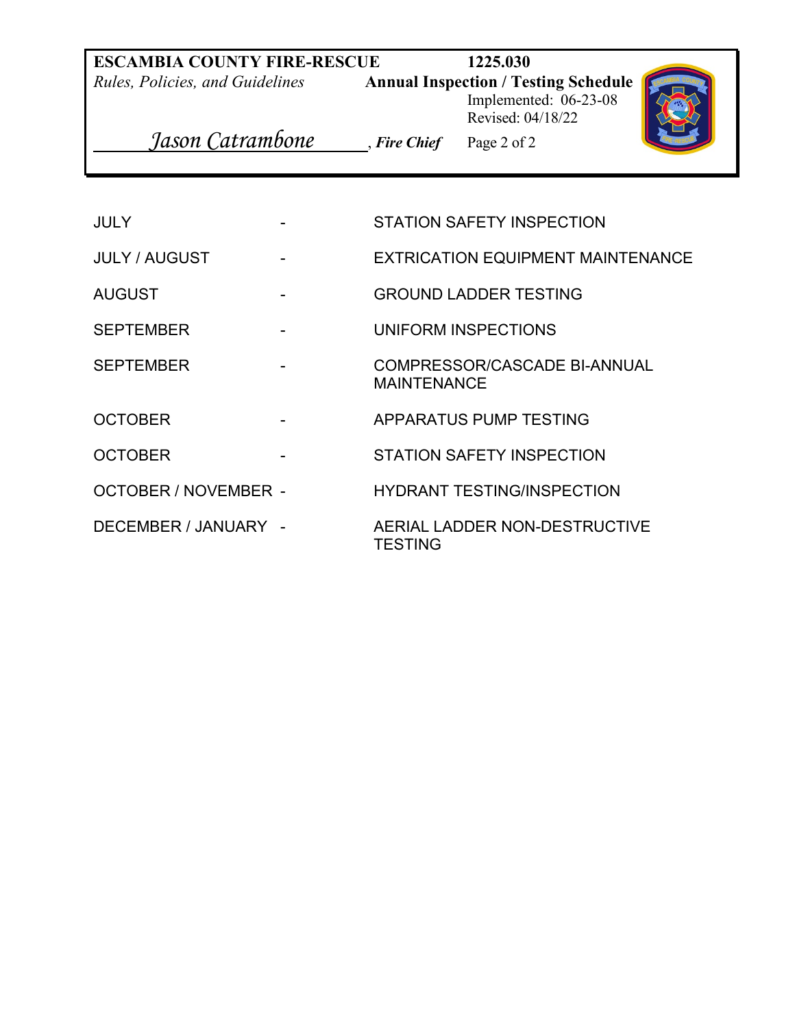| | | |
|---|---|---|
| JULY | - | STATION SAFETY INSPECTION |
| JULY / AUGUST | - | EXTRICATION EQUIPMENT MAINTENANCE |
| AUGUST | - | GROUND LADDER TESTING |
| SEPTEMBER | - | UNIFORM INSPECTIONS |
| SEPTEMBER | - | COMPRESSOR/CASCADE BI-ANNUAL MAINTENANCE |
| OCTOBER | - | APPARATUS PUMP TESTING |
| OCTOBER | - | STATION SAFETY INSPECTION |
| OCTOBER / NOVEMBER | - | HYDRANT TESTING/INSPECTION |
| DECEMBER / JANUARY | - | AERIAL LADDER NON-DESTRUCTIVE TESTING |